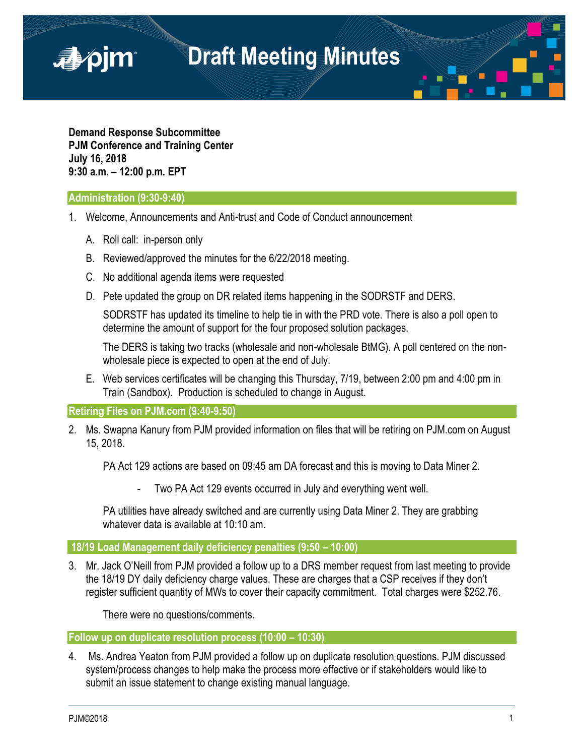# Draft Meeting Minutes

**Demand Response Subcommittee**
**PJM Conference and Training Center**
**July 16, 2018**
**9:30 a.m. – 12:00 p.m. EPT**

## Administration (9:30-9:40)

1. Welcome, Announcements and Anti-trust and Code of Conduct announcement

   A. Roll call: in-person only

   B. Reviewed/approved the minutes for the 6/22/2018 meeting.

   C. No additional agenda items were requested

   D. Pete updated the group on DR related items happening in the SODRSTF and DERS.

   SODRSTF has updated its timeline to help tie in with the PRD vote. There is also a poll open to determine the amount of support for the four proposed solution packages.

   The DERS is taking two tracks (wholesale and non-wholesale BtMG). A poll centered on the non-wholesale piece is expected to open at the end of July.

   E. Web services certificates will be changing this Thursday, 7/19, between 2:00 pm and 4:00 pm in Train (Sandbox). Production is scheduled to change in August.

## Retiring Files on PJM.com (9:40-9:50)

2. Ms. Swapna Kanury from PJM provided information on files that will be retiring on PJM.com on August 15, 2018.

   PA Act 129 actions are based on 09:45 am DA forecast and this is moving to Data Miner 2.

   - Two PA Act 129 events occurred in July and everything went well.

   PA utilities have already switched and are currently using Data Miner 2. They are grabbing whatever data is available at 10:10 am.

## 18/19 Load Management daily deficiency penalties (9:50 – 10:00)

3. Mr. Jack O'Neill from PJM provided a follow up to a DRS member request from last meeting to provide the 18/19 DY daily deficiency charge values. These are charges that a CSP receives if they don't register sufficient quantity of MWs to cover their capacity commitment. Total charges were $252.76.

   There were no questions/comments.

## Follow up on duplicate resolution process (10:00 – 10:30)

4. Ms. Andrea Yeaton from PJM provided a follow up on duplicate resolution questions. PJM discussed system/process changes to help make the process more effective or if stakeholders would like to submit an issue statement to change existing manual language.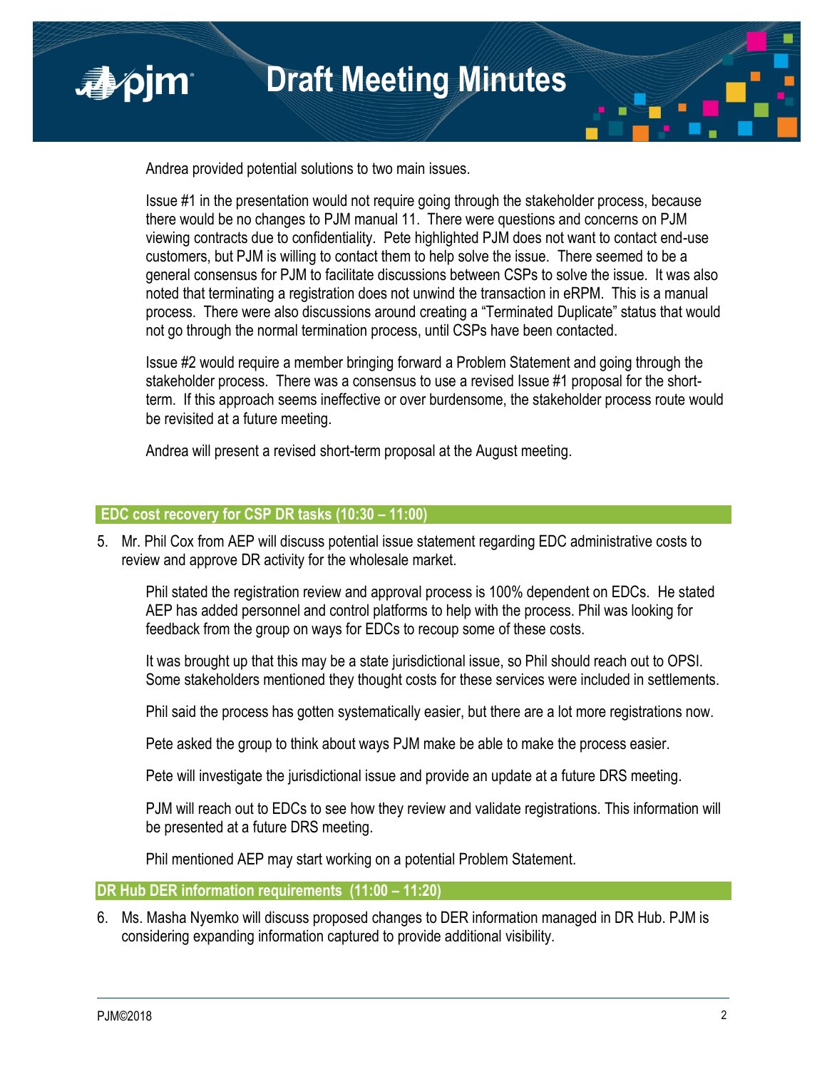Andrea provided potential solutions to two main issues.

Issue #1 in the presentation would not require going through the stakeholder process, because there would be no changes to PJM manual 11. There were questions and concerns on PJM viewing contracts due to confidentiality. Pete highlighted PJM does not want to contact end-use customers, but PJM is willing to contact them to help solve the issue. There seemed to be a general consensus for PJM to facilitate discussions between CSPs to solve the issue. It was also noted that terminating a registration does not unwind the transaction in eRPM. This is a manual process. There were also discussions around creating a "Terminated Duplicate" status that would not go through the normal termination process, until CSPs have been contacted.

Issue #2 would require a member bringing forward a Problem Statement and going through the stakeholder process. There was a consensus to use a revised Issue #1 proposal for the short-term. If this approach seems ineffective or over burdensome, the stakeholder process route would be revisited at a future meeting.

Andrea will present a revised short-term proposal at the August meeting.

## EDC cost recovery for CSP DR tasks (10:30 – 11:00)

5. Mr. Phil Cox from AEP will discuss potential issue statement regarding EDC administrative costs to review and approve DR activity for the wholesale market.

   Phil stated the registration review and approval process is 100% dependent on EDCs. He stated AEP has added personnel and control platforms to help with the process. Phil was looking for feedback from the group on ways for EDCs to recoup some of these costs.

   It was brought up that this may be a state jurisdictional issue, so Phil should reach out to OPSI. Some stakeholders mentioned they thought costs for these services were included in settlements.

   Phil said the process has gotten systematically easier, but there are a lot more registrations now.

   Pete asked the group to think about ways PJM make be able to make the process easier.

   Pete will investigate the jurisdictional issue and provide an update at a future DRS meeting.

   PJM will reach out to EDCs to see how they review and validate registrations. This information will be presented at a future DRS meeting.

   Phil mentioned AEP may start working on a potential Problem Statement.

## DR Hub DER information requirements (11:00 – 11:20)

6. Ms. Masha Nyemko will discuss proposed changes to DER information managed in DR Hub. PJM is considering expanding information captured to provide additional visibility.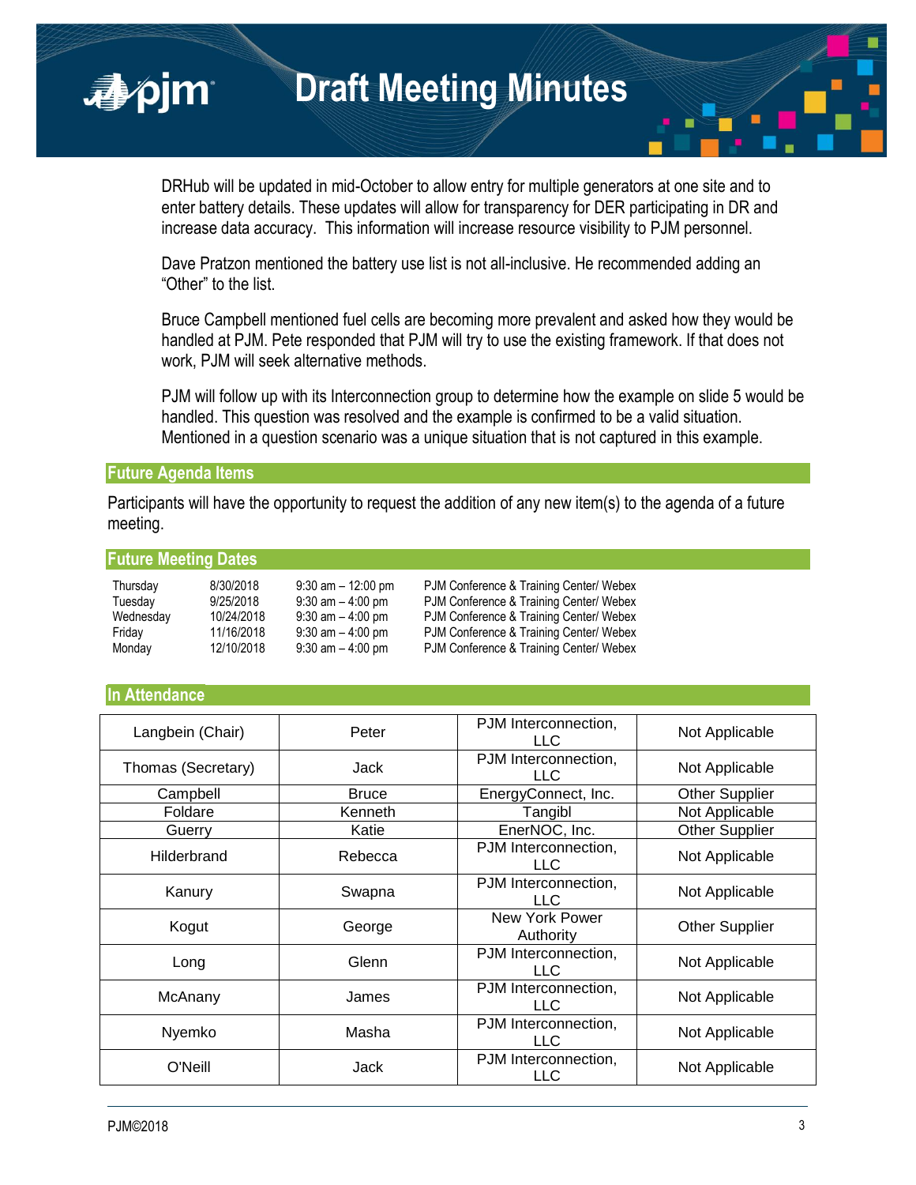DRHub will be updated in mid-October to allow entry for multiple generators at one site and to enter battery details. These updates will allow for transparency for DER participating in DR and increase data accuracy. This information will increase resource visibility to PJM personnel.

Dave Pratzon mentioned the battery use list is not all-inclusive. He recommended adding an "Other" to the list.

Bruce Campbell mentioned fuel cells are becoming more prevalent and asked how they would be handled at PJM. Pete responded that PJM will try to use the existing framework. If that does not work, PJM will seek alternative methods.

PJM will follow up with its Interconnection group to determine how the example on slide 5 would be handled. This question was resolved and the example is confirmed to be a valid situation. Mentioned in a question scenario was a unique situation that is not captured in this example.

## Future Agenda Items

Participants will have the opportunity to request the addition of any new item(s) to the agenda of a future meeting.

## Future Meeting Dates

| | | | |
|---|---|---|---|
| Thursday | 8/30/2018 | 9:30 am – 12:00 pm | PJM Conference & Training Center/ Webex |
| Tuesday | 9/25/2018 | 9:30 am – 4:00 pm | PJM Conference & Training Center/ Webex |
| Wednesday | 10/24/2018 | 9:30 am – 4:00 pm | PJM Conference & Training Center/ Webex |
| Friday | 11/16/2018 | 9:30 am – 4:00 pm | PJM Conference & Training Center/ Webex |
| Monday | 12/10/2018 | 9:30 am – 4:00 pm | PJM Conference & Training Center/ Webex |

## In Attendance

| | | | |
|---|---|---|---|
| Langbein (Chair) | Peter | PJM Interconnection, LLC | Not Applicable |
| Thomas (Secretary) | Jack | PJM Interconnection, LLC | Not Applicable |
| Campbell | Bruce | EnergyConnect, Inc. | Other Supplier |
| Foldare | Kenneth | Tangibl | Not Applicable |
| Guerry | Katie | EnerNOC, Inc. | Other Supplier |
| Hilderbrand | Rebecca | PJM Interconnection, LLC | Not Applicable |
| Kanury | Swapna | PJM Interconnection, LLC | Not Applicable |
| Kogut | George | New York Power Authority | Other Supplier |
| Long | Glenn | PJM Interconnection, LLC | Not Applicable |
| McAnany | James | PJM Interconnection, LLC | Not Applicable |
| Nyemko | Masha | PJM Interconnection, LLC | Not Applicable |
| O'Neill | Jack | PJM Interconnection, LLC | Not Applicable |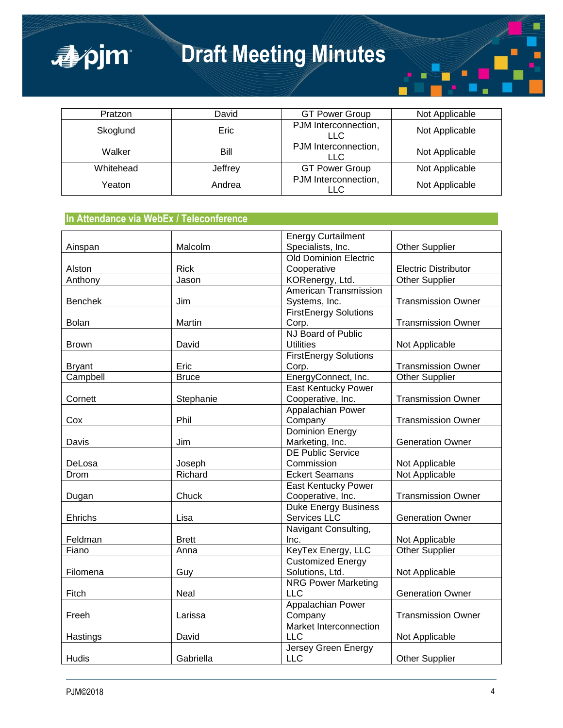| Pratzon | David | GT Power Group | Not Applicable |
|---|---|---|---|
| Skoglund | Eric | PJM Interconnection, LLC | Not Applicable |
| Walker | Bill | PJM Interconnection, LLC | Not Applicable |
| Whitehead | Jeffrey | GT Power Group | Not Applicable |
| Yeaton | Andrea | PJM Interconnection, LLC | Not Applicable |

## In Attendance via WebEx / Teleconference

| Ainspan | Malcolm | Energy Curtailment Specialists, Inc. | Other Supplier |
|---|---|---|---|
| Alston | Rick | Old Dominion Electric Cooperative | Electric Distributor |
| Anthony | Jason | KORenergy, Ltd. | Other Supplier |
| Benchek | Jim | American Transmission Systems, Inc. | Transmission Owner |
| Bolan | Martin | FirstEnergy Solutions Corp. | Transmission Owner |
| Brown | David | NJ Board of Public Utilities | Not Applicable |
| Bryant | Eric | FirstEnergy Solutions Corp. | Transmission Owner |
| Campbell | Bruce | EnergyConnect, Inc. | Other Supplier |
| Cornett | Stephanie | East Kentucky Power Cooperative, Inc. | Transmission Owner |
| Cox | Phil | Appalachian Power Company | Transmission Owner |
| Davis | Jim | Dominion Energy Marketing, Inc. | Generation Owner |
| DeLosa | Joseph | DE Public Service Commission | Not Applicable |
| Drom | Richard | Eckert Seamans | Not Applicable |
| Dugan | Chuck | East Kentucky Power Cooperative, Inc. | Transmission Owner |
| Ehrichs | Lisa | Duke Energy Business Services LLC | Generation Owner |
| Feldman | Brett | Navigant Consulting, Inc. | Not Applicable |
| Fiano | Anna | KeyTex Energy, LLC | Other Supplier |
| Filomena | Guy | Customized Energy Solutions, Ltd. | Not Applicable |
| Fitch | Neal | NRG Power Marketing LLC | Generation Owner |
| Freeh | Larissa | Appalachian Power Company | Transmission Owner |
| Hastings | David | Market Interconnection LLC | Not Applicable |
| Hudis | Gabriella | Jersey Green Energy LLC | Other Supplier |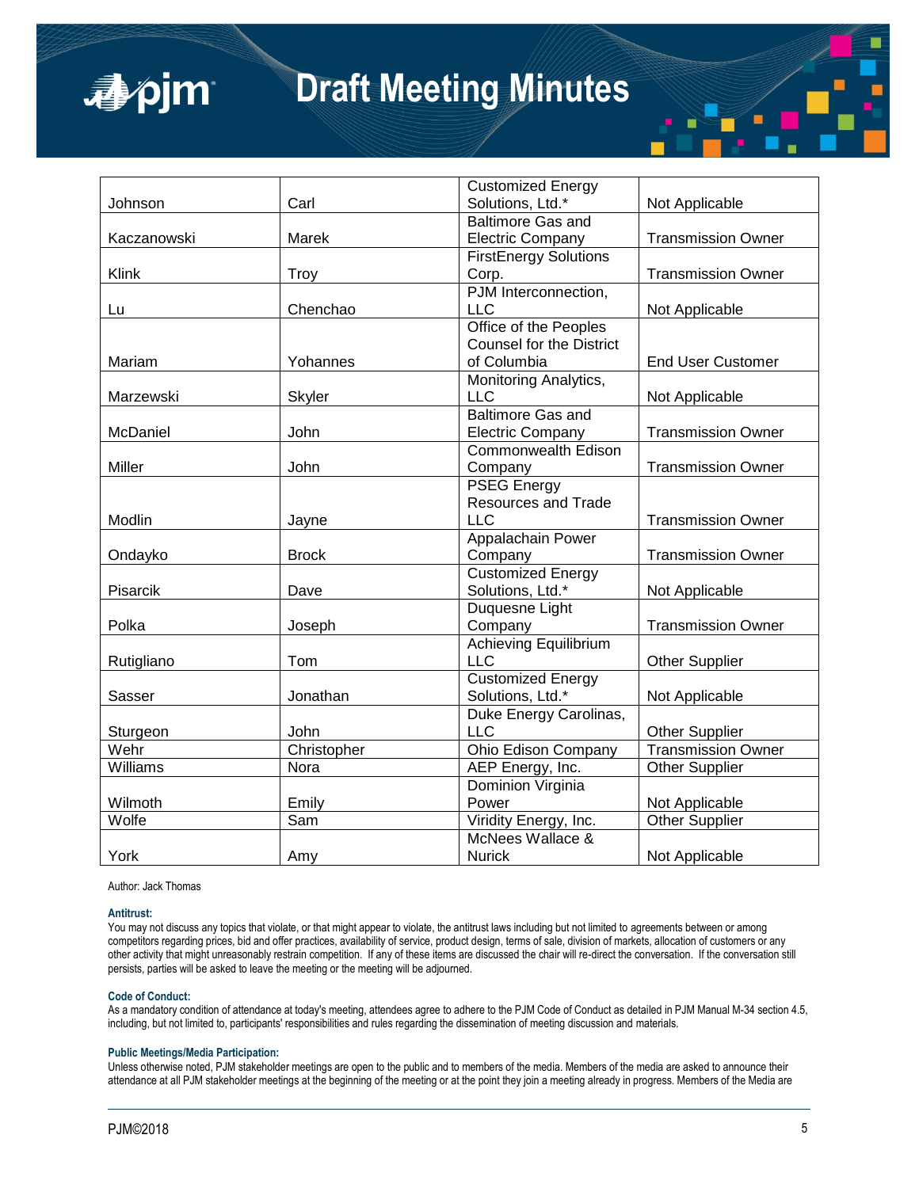| | | | |
|---|---|---|---|
| Johnson | Carl | Customized Energy Solutions, Ltd.* | Not Applicable |
| Kaczanowski | Marek | Baltimore Gas and Electric Company | Transmission Owner |
| Klink | Troy | FirstEnergy Solutions Corp. | Transmission Owner |
| Lu | Chenchao | PJM Interconnection, LLC | Not Applicable |
| Mariam | Yohannes | Office of the Peoples Counsel for the District of Columbia | End User Customer |
| Marzewski | Skyler | Monitoring Analytics, LLC | Not Applicable |
| McDaniel | John | Baltimore Gas and Electric Company | Transmission Owner |
| Miller | John | Commonwealth Edison Company | Transmission Owner |
| Modlin | Jayne | PSEG Energy Resources and Trade LLC | Transmission Owner |
| Ondayko | Brock | Appalachain Power Company | Transmission Owner |
| Pisarcik | Dave | Customized Energy Solutions, Ltd.* | Not Applicable |
| Polka | Joseph | Duquesne Light Company | Transmission Owner |
| Rutigliano | Tom | Achieving Equilibrium LLC | Other Supplier |
| Sasser | Jonathan | Customized Energy Solutions, Ltd.* | Not Applicable |
| Sturgeon | John | Duke Energy Carolinas, LLC | Other Supplier |
| Wehr | Christopher | Ohio Edison Company | Transmission Owner |
| Williams | Nora | AEP Energy, Inc. | Other Supplier |
| Wilmoth | Emily | Dominion Virginia Power | Not Applicable |
| Wolfe | Sam | Viridity Energy, Inc. | Other Supplier |
| York | Amy | McNees Wallace & Nurick | Not Applicable |

Author: Jack Thomas

**Antitrust:**

You may not discuss any topics that violate, or that might appear to violate, the antitrust laws including but not limited to agreements between or among competitors regarding prices, bid and offer practices, availability of service, product design, terms of sale, division of markets, allocation of customers or any other activity that might unreasonably restrain competition. If any of these items are discussed the chair will re-direct the conversation. If the conversation still persists, parties will be asked to leave the meeting or the meeting will be adjourned.

**Code of Conduct:**

As a mandatory condition of attendance at today's meeting, attendees agree to adhere to the PJM Code of Conduct as detailed in PJM Manual M-34 section 4.5, including, but not limited to, participants' responsibilities and rules regarding the dissemination of meeting discussion and materials.

**Public Meetings/Media Participation:**

Unless otherwise noted, PJM stakeholder meetings are open to the public and to members of the media. Members of the media are asked to announce their attendance at all PJM stakeholder meetings at the beginning of the meeting or at the point they join a meeting already in progress. Members of the Media are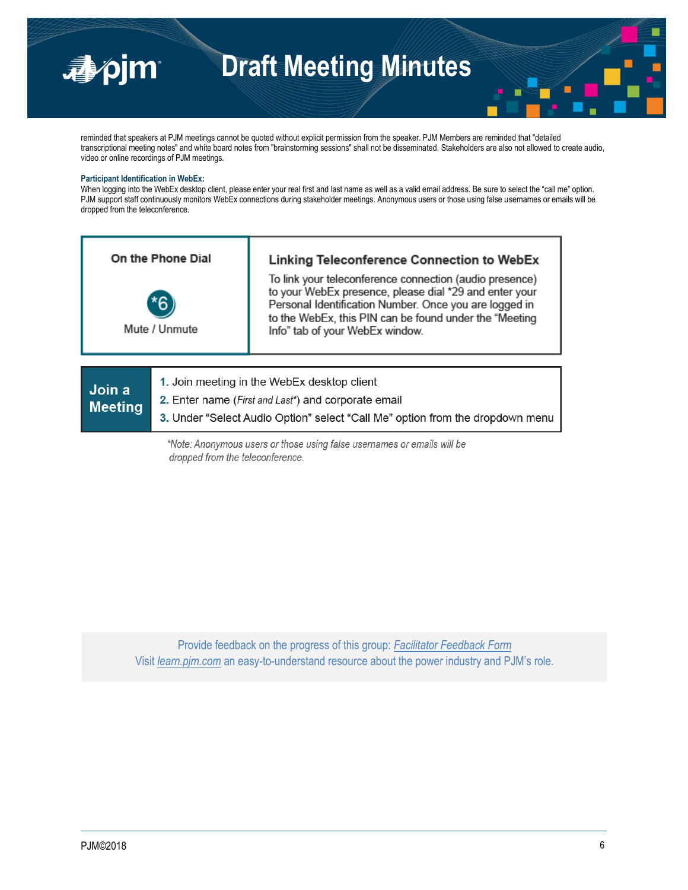reminded that speakers at PJM meetings cannot be quoted without explicit permission from the speaker. PJM Members are reminded that "detailed transcriptional meeting notes" and white board notes from "brainstorming sessions" shall not be disseminated. Stakeholders are also not allowed to create audio, video or online recordings of PJM meetings.

**Participant Identification in WebEx:**

When logging into the WebEx desktop client, please enter your real first and last name as well as a valid email address. Be sure to select the "call me" option. PJM support staff continuously monitors WebEx connections during stakeholder meetings. Anonymous users or those using false usernames or emails will be dropped from the teleconference.

| On the Phone Dial | Linking Teleconference Connection to WebEx |
| --- | --- |
| *6 Mute / Unmute | To link your teleconference connection (audio presence) to your WebEx presence, please dial *29 and enter your Personal Identification Number. Once you are logged in to the WebEx, this PIN can be found under the "Meeting Info" tab of your WebEx window. |

**Join a Meeting**

1. Join meeting in the WebEx desktop client
2. Enter name (*First and Last**) and corporate email
3. Under "Select Audio Option" select "Call Me" option from the dropdown menu

*\*Note: Anonymous users or those using false usernames or emails will be dropped from the teleconference.*

Provide feedback on the progress of this group: *Facilitator Feedback Form*

Visit *learn.pjm.com* an easy-to-understand resource about the power industry and PJM's role.

PJM©2018